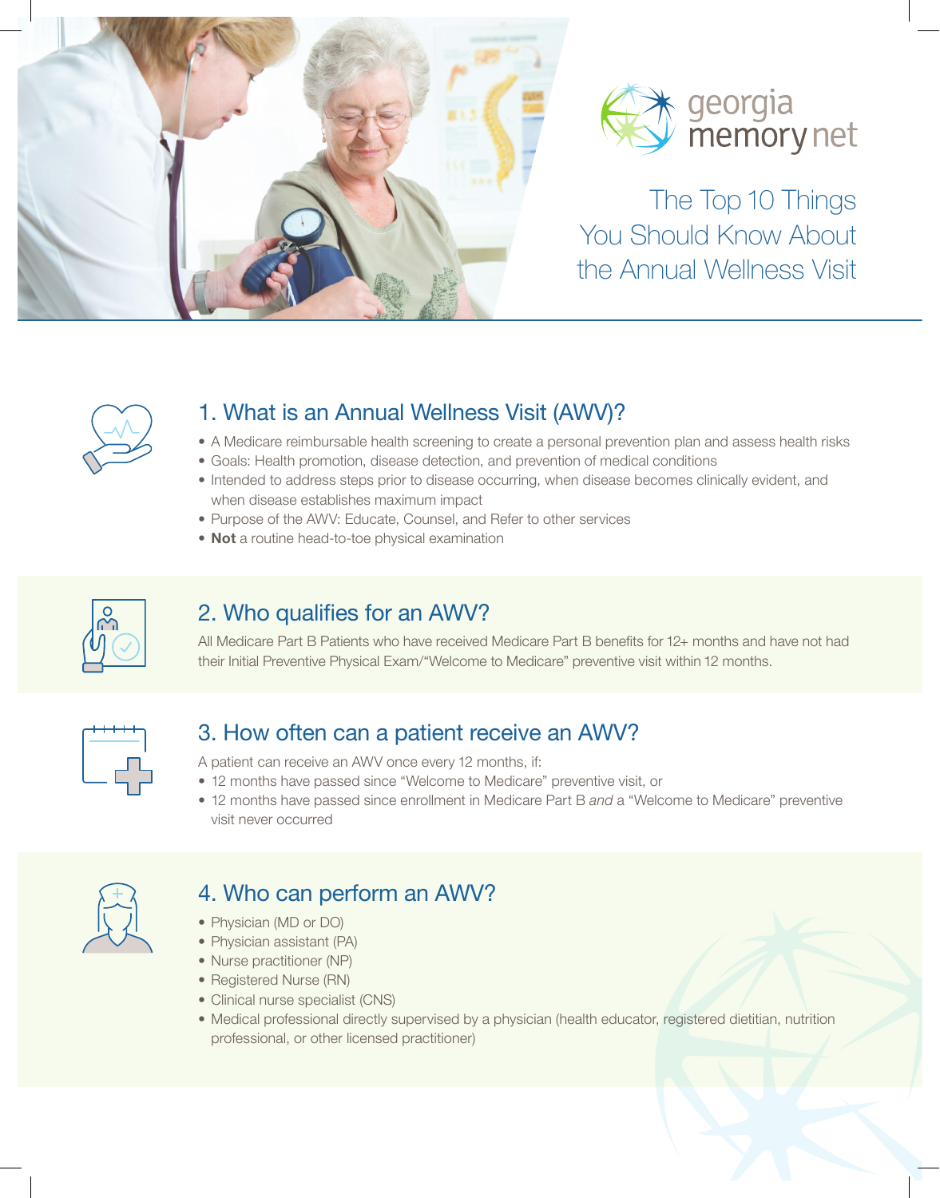georgia memory net

# The Top 10 Things You Should Know About the Annual Wellness Visit

## 1. What is an Annual Wellness Visit (AWV)?

- A Medicare reimbursable health screening to create a personal prevention plan and assess health risks
- Goals: Health promotion, disease detection, and prevention of medical conditions
- Intended to address steps prior to disease occurring, when disease becomes clinically evident, and when disease establishes maximum impact
- Purpose of the AWV: Educate, Counsel, and Refer to other services
- **Not** a routine head-to-toe physical examination

## 2. Who qualifies for an AWV?

All Medicare Part B Patients who have received Medicare Part B benefits for 12+ months and have not had their Initial Preventive Physical Exam/"Welcome to Medicare" preventive visit within 12 months.

## 3. How often can a patient receive an AWV?

A patient can receive an AWV once every 12 months, if:

- 12 months have passed since "Welcome to Medicare" preventive visit, or
- 12 months have passed since enrollment in Medicare Part B *and* a "Welcome to Medicare" preventive visit never occurred

## 4. Who can perform an AWV?

- Physician (MD or DO)
- Physician assistant (PA)
- Nurse practitioner (NP)
- Registered Nurse (RN)
- Clinical nurse specialist (CNS)
- Medical professional directly supervised by a physician (health educator, registered dietitian, nutrition professional, or other licensed practitioner)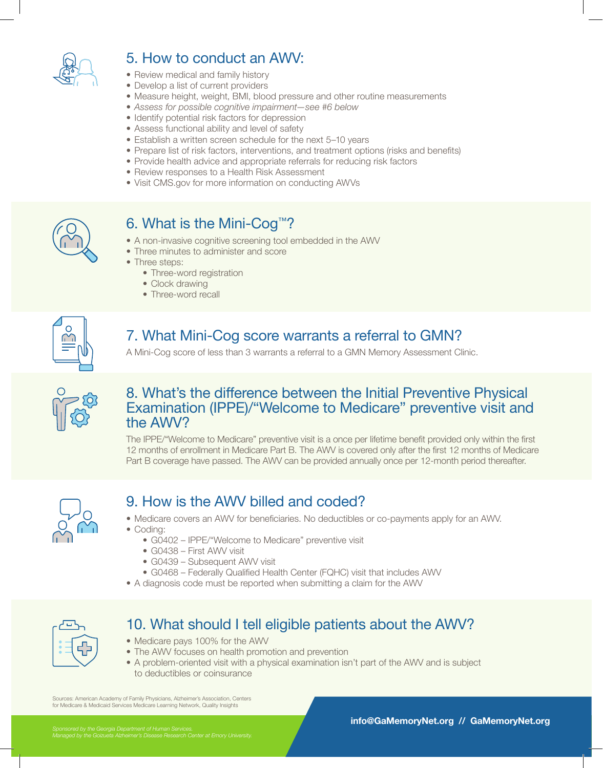## 5. How to conduct an AWV:

- Review medical and family history
- Develop a list of current providers
- Measure height, weight, BMI, blood pressure and other routine measurements
- *Assess for possible cognitive impairment—see #6 below*
- Identify potential risk factors for depression
- Assess functional ability and level of safety
- Establish a written screen schedule for the next 5–10 years
- Prepare list of risk factors, interventions, and treatment options (risks and benefits)
- Provide health advice and appropriate referrals for reducing risk factors
- Review responses to a Health Risk Assessment
- Visit CMS.gov for more information on conducting AWVs

## 6. What is the Mini-Cog™?

- A non-invasive cognitive screening tool embedded in the AWV
- Three minutes to administer and score
- Three steps:
  - Three-word registration
  - Clock drawing
  - Three-word recall

## 7. What Mini-Cog score warrants a referral to GMN?

A Mini-Cog score of less than 3 warrants a referral to a GMN Memory Assessment Clinic.

## 8. What's the difference between the Initial Preventive Physical Examination (IPPE)/"Welcome to Medicare" preventive visit and the AWV?

The IPPE/"Welcome to Medicare" preventive visit is a once per lifetime benefit provided only within the first 12 months of enrollment in Medicare Part B. The AWV is covered only after the first 12 months of Medicare Part B coverage have passed. The AWV can be provided annually once per 12-month period thereafter.

## 9. How is the AWV billed and coded?

- Medicare covers an AWV for beneficiaries. No deductibles or co-payments apply for an AWV.
- Coding:
  - G0402 – IPPE/"Welcome to Medicare" preventive visit
  - G0438 – First AWV visit
  - G0439 – Subsequent AWV visit
  - G0468 – Federally Qualified Health Center (FQHC) visit that includes AWV
- A diagnosis code must be reported when submitting a claim for the AWV

## 10. What should I tell eligible patients about the AWV?

- Medicare pays 100% for the AWV
- The AWV focuses on health promotion and prevention
- A problem-oriented visit with a physical examination isn't part of the AWV and is subject to deductibles or coinsurance

Sources: American Academy of Family Physicians, Alzheimer's Association, Centers for Medicare & Medicaid Services Medicare Learning Network, Quality Insights

*Sponsored by the Georgia Department of Human Services.*
*Managed by the Goizueta Alzheimer's Disease Research Center at Emory University.*

**info@GaMemoryNet.org // GaMemoryNet.org**